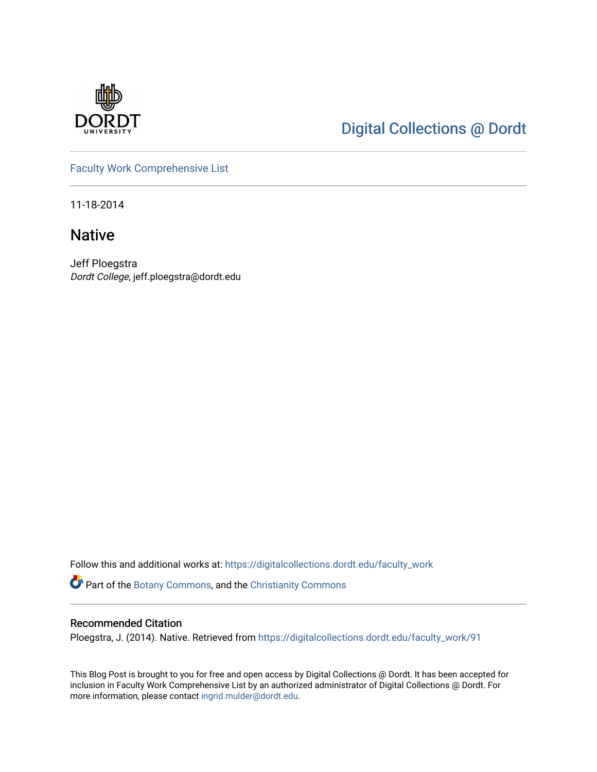Digital Collections @ Dordt

Faculty Work Comprehensive List

11-18-2014

# Native

Jeff Ploegstra
*Dordt College*, jeff.ploegstra@dordt.edu

Follow this and additional works at: https://digitalcollections.dordt.edu/faculty_work

Part of the Botany Commons, and the Christianity Commons

## Recommended Citation

Ploegstra, J. (2014). Native. Retrieved from https://digitalcollections.dordt.edu/faculty_work/91

This Blog Post is brought to you for free and open access by Digital Collections @ Dordt. It has been accepted for inclusion in Faculty Work Comprehensive List by an authorized administrator of Digital Collections @ Dordt. For more information, please contact ingrid.mulder@dordt.edu.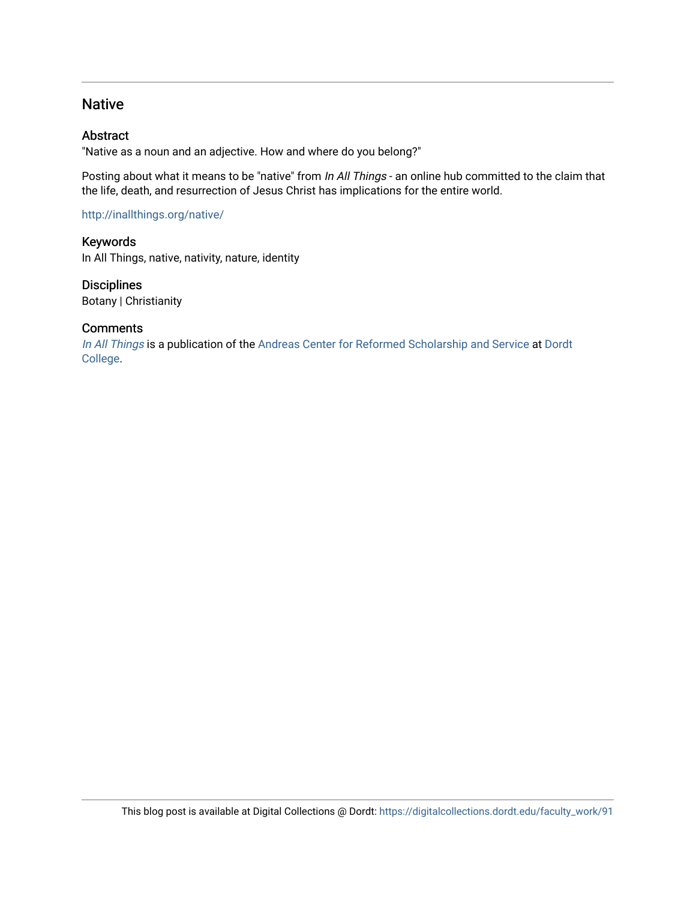## Native

### Abstract

"Native as a noun and an adjective. How and where do you belong?"

Posting about what it means to be "native" from *In All Things* - an online hub committed to the claim that the life, death, and resurrection of Jesus Christ has implications for the entire world.

http://inallthings.org/native/

### Keywords

In All Things, native, nativity, nature, identity

### Disciplines

Botany | Christianity

### Comments

*In All Things* is a publication of the Andreas Center for Reformed Scholarship and Service at Dordt College.

This blog post is available at Digital Collections @ Dordt: https://digitalcollections.dordt.edu/faculty_work/91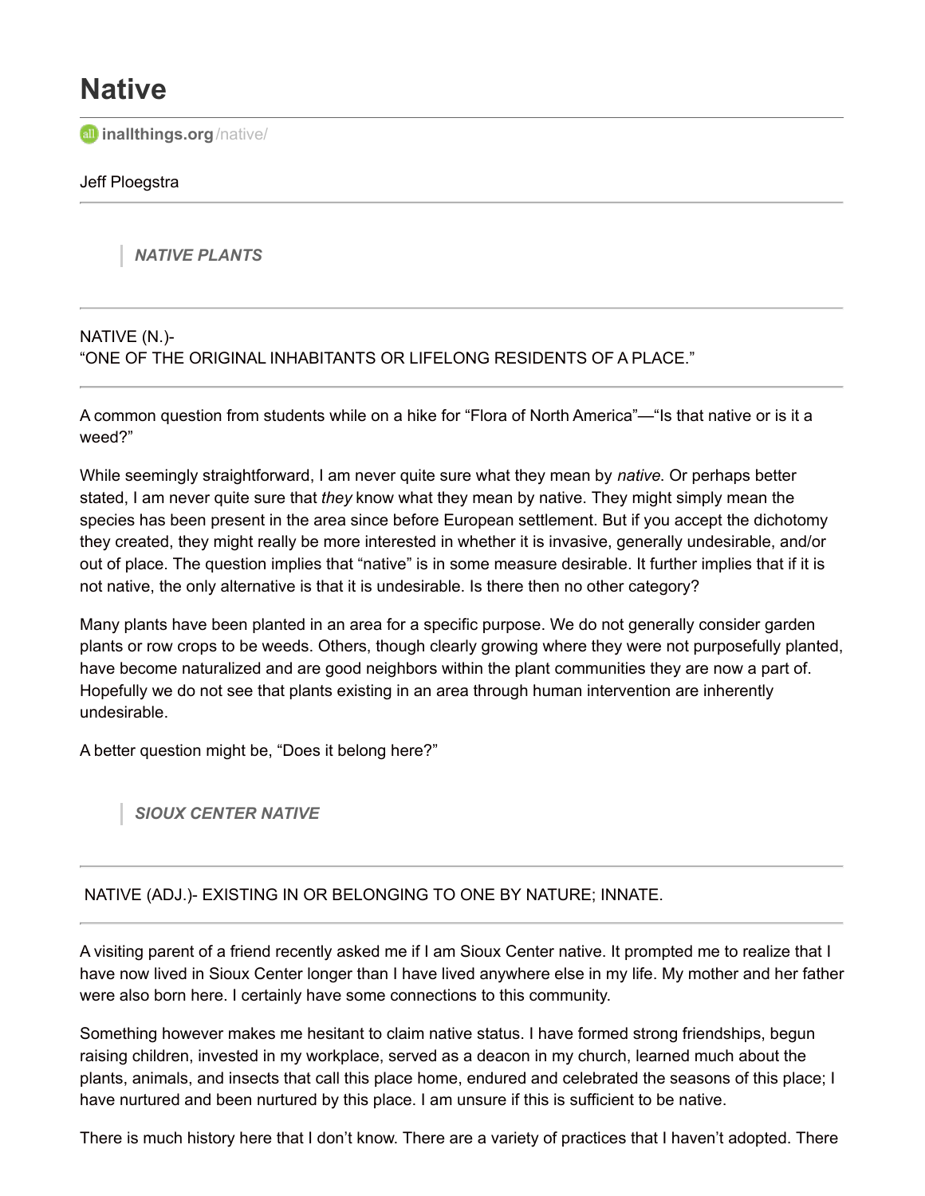# Native

inallthings.org/native/

Jeff Ploegstra

> ***NATIVE PLANTS***

---

NATIVE (N.)-
"ONE OF THE ORIGINAL INHABITANTS OR LIFELONG RESIDENTS OF A PLACE."

---

A common question from students while on a hike for "Flora of North America"—"Is that native or is it a weed?"

While seemingly straightforward, I am never quite sure what they mean by *native*. Or perhaps better stated, I am never quite sure that *they* know what they mean by native. They might simply mean the species has been present in the area since before European settlement. But if you accept the dichotomy they created, they might really be more interested in whether it is invasive, generally undesirable, and/or out of place. The question implies that "native" is in some measure desirable. It further implies that if it is not native, the only alternative is that it is undesirable. Is there then no other category?

Many plants have been planted in an area for a specific purpose. We do not generally consider garden plants or row crops to be weeds. Others, though clearly growing where they were not purposefully planted, have become naturalized and are good neighbors within the plant communities they are now a part of. Hopefully we do not see that plants existing in an area through human intervention are inherently undesirable.

A better question might be, "Does it belong here?"

> ***SIOUX CENTER NATIVE***

---

NATIVE (ADJ.)- EXISTING IN OR BELONGING TO ONE BY NATURE; INNATE.

---

A visiting parent of a friend recently asked me if I am Sioux Center native. It prompted me to realize that I have now lived in Sioux Center longer than I have lived anywhere else in my life. My mother and her father were also born here. I certainly have some connections to this community.

Something however makes me hesitant to claim native status. I have formed strong friendships, begun raising children, invested in my workplace, served as a deacon in my church, learned much about the plants, animals, and insects that call this place home, endured and celebrated the seasons of this place; I have nurtured and been nurtured by this place. I am unsure if this is sufficient to be native.

There is much history here that I don't know. There are a variety of practices that I haven't adopted. There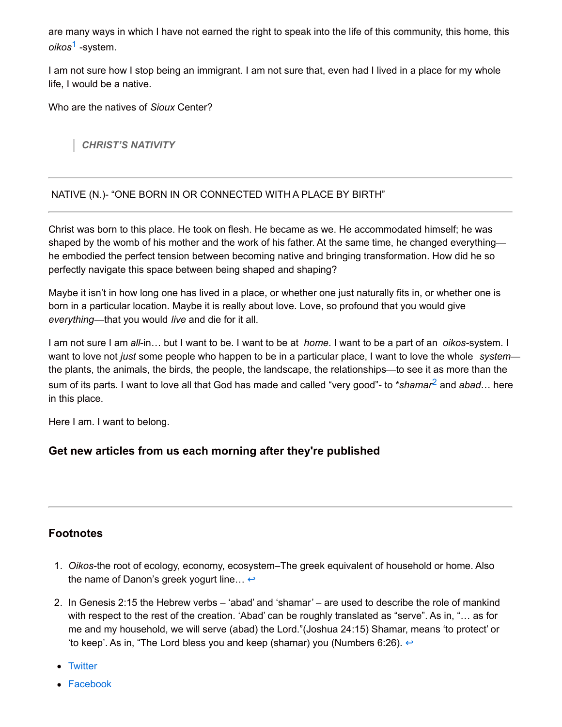are many ways in which I have not earned the right to speak into the life of this community, this home, this *oikos*[1] -system.

I am not sure how I stop being an immigrant. I am not sure that, even had I lived in a place for my whole life, I would be a native.

Who are the natives of *Sioux* Center?

> ***CHRIST'S NATIVITY***

---

NATIVE (N.)- "ONE BORN IN OR CONNECTED WITH A PLACE BY BIRTH"

---

Christ was born to this place. He took on flesh. He became as we. He accommodated himself; he was shaped by the womb of his mother and the work of his father. At the same time, he changed everything—he embodied the perfect tension between becoming native and bringing transformation. How did he so perfectly navigate this space between being shaped and shaping?

Maybe it isn't in how long one has lived in a place, or whether one just naturally fits in, or whether one is born in a particular location. Maybe it is really about love. Love, so profound that you would give *everything*—that you would *live* and die for it all.

I am not sure I am *all*-in… but I want to be. I want to be at *home*. I want to be a part of an *oikos*-system. I want to love not *just* some people who happen to be in a particular place, I want to love the whole *system*—the plants, the animals, the birds, the people, the landscape, the relationships—to see it as more than the sum of its parts. I want to love all that God has made and called "very good"- to *shamar*[2] and *abad*… here in this place.

Here I am. I want to belong.

### Get new articles from us each morning after they're published

---

### Footnotes

1. *Oikos*-the root of ecology, economy, ecosystem–The greek equivalent of household or home. Also the name of Danon's greek yogurt line… ↩

2. In Genesis 2:15 the Hebrew verbs – 'abad' and 'shamar' – are used to describe the role of mankind with respect to the rest of the creation. 'Abad' can be roughly translated as "serve". As in, "… as for me and my household, we will serve (abad) the Lord."(Joshua 24:15) Shamar, means 'to protect' or 'to keep'. As in, "The Lord bless you and keep (shamar) you (Numbers 6:26). ↩

- Twitter
- Facebook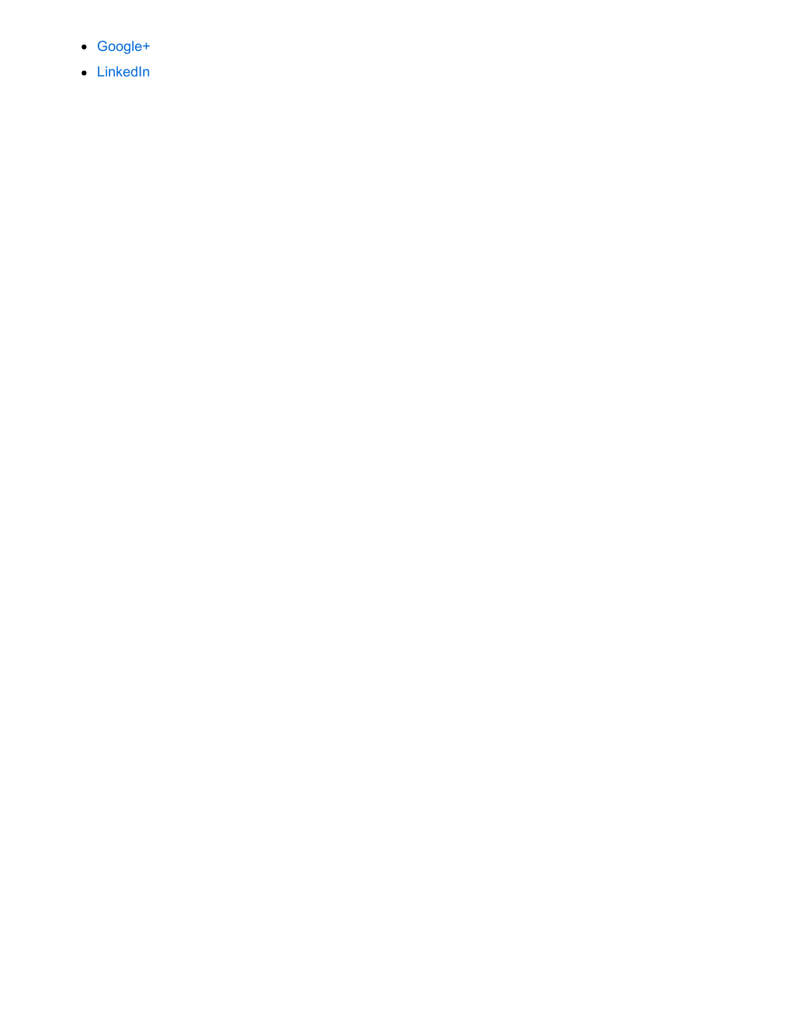- Google+
- LinkedIn